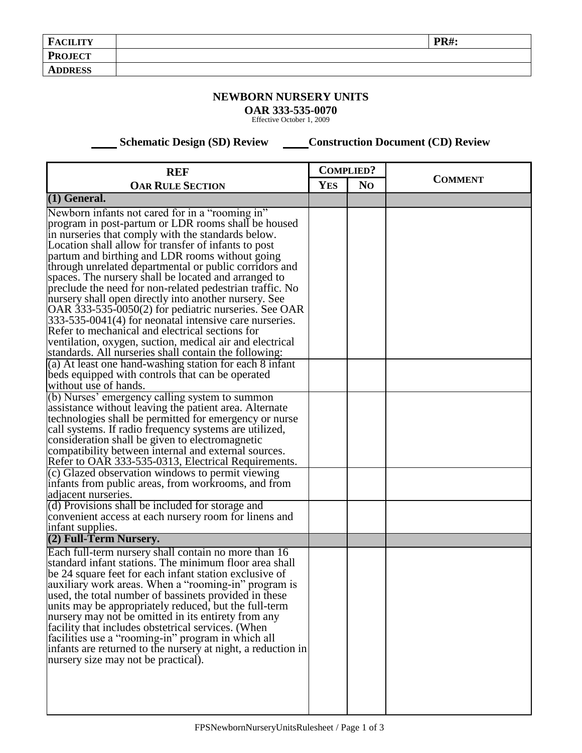| **FACILITY** | | **PR#:** |
|---|---|---|
| **PROJECT** | | |
| **ADDRESS** | | |

## NEWBORN NURSERY UNITS

**OAR 333-535-0070**

Effective October 1, 2009

**\_\_\_\_ Schematic Design (SD) Review     \_\_\_\_Construction Document (CD) Review**

| **REF** **OAR RULE SECTION** | **COMPLIED?** | | **COMMENT** |
|---|---|---|---|
| | **YES** | **NO** | |
| **(1) General.** | | | |
| Newborn infants not cared for in a "rooming in" program in post-partum or LDR rooms shall be housed in nurseries that comply with the standards below. Location shall allow for transfer of infants to post partum and birthing and LDR rooms without going through unrelated departmental or public corridors and spaces. The nursery shall be located and arranged to preclude the need for non-related pedestrian traffic. No nursery shall open directly into another nursery. See OAR 333-535-0050(2) for pediatric nurseries. See OAR 333-535-0041(4) for neonatal intensive care nurseries. Refer to mechanical and electrical sections for ventilation, oxygen, suction, medical air and electrical standards. All nurseries shall contain the following: | | | |
| (a) At least one hand-washing station for each 8 infant beds equipped with controls that can be operated without use of hands. | | | |
| (b) Nurses' emergency calling system to summon assistance without leaving the patient area. Alternate technologies shall be permitted for emergency or nurse call systems. If radio frequency systems are utilized, consideration shall be given to electromagnetic compatibility between internal and external sources. Refer to OAR 333-535-0313, Electrical Requirements. | | | |
| (c) Glazed observation windows to permit viewing infants from public areas, from workrooms, and from adjacent nurseries. | | | |
| (d) Provisions shall be included for storage and convenient access at each nursery room for linens and infant supplies. | | | |
| **(2) Full-Term Nursery.** | | | |
| Each full-term nursery shall contain no more than 16 standard infant stations. The minimum floor area shall be 24 square feet for each infant station exclusive of auxiliary work areas. When a "rooming-in" program is used, the total number of bassinets provided in these units may be appropriately reduced, but the full-term nursery may not be omitted in its entirety from any facility that includes obstetrical services. (When facilities use a "rooming-in" program in which all infants are returned to the nursery at night, a reduction in nursery size may not be practical). | | | |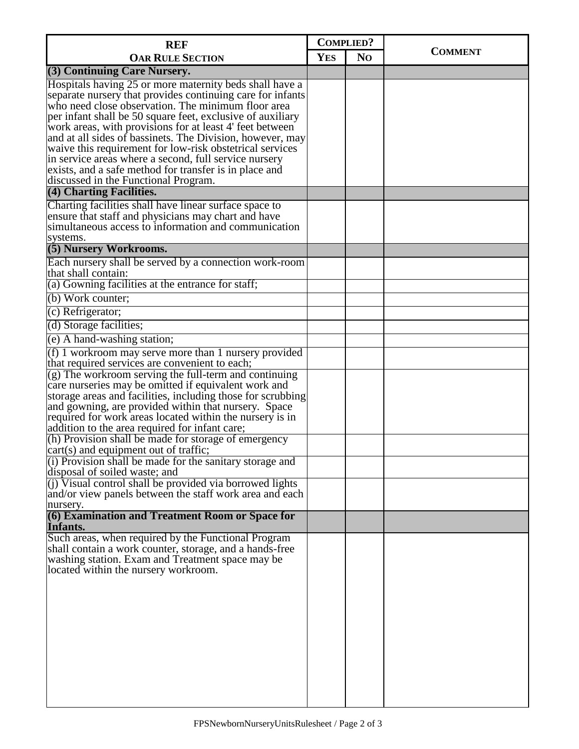| REF<br>OAR RULE SECTION | COMPLIED? | | COMMENT |
|---|---|---|---|
| | YES | NO | |
| **(3) Continuing Care Nursery.** | | | |
| Hospitals having 25 or more maternity beds shall have a separate nursery that provides continuing care for infants who need close observation. The minimum floor area per infant shall be 50 square feet, exclusive of auxiliary work areas, with provisions for at least 4' feet between and at all sides of bassinets. The Division, however, may waive this requirement for low-risk obstetrical services in service areas where a second, full service nursery exists, and a safe method for transfer is in place and discussed in the Functional Program. | | | |
| **(4) Charting Facilities.** | | | |
| Charting facilities shall have linear surface space to ensure that staff and physicians may chart and have simultaneous access to information and communication systems. | | | |
| **(5) Nursery Workrooms.** | | | |
| Each nursery shall be served by a connection work-room that shall contain: | | | |
| (a) Gowning facilities at the entrance for staff; | | | |
| (b) Work counter; | | | |
| (c) Refrigerator; | | | |
| (d) Storage facilities; | | | |
| (e) A hand-washing station; | | | |
| (f) 1 workroom may serve more than 1 nursery provided that required services are convenient to each; | | | |
| (g) The workroom serving the full-term and continuing care nurseries may be omitted if equivalent work and storage areas and facilities, including those for scrubbing and gowning, are provided within that nursery. Space required for work areas located within the nursery is in addition to the area required for infant care; | | | |
| (h) Provision shall be made for storage of emergency cart(s) and equipment out of traffic; | | | |
| (i) Provision shall be made for the sanitary storage and disposal of soiled waste; and | | | |
| (j) Visual control shall be provided via borrowed lights and/or view panels between the staff work area and each nursery. | | | |
| **(6) Examination and Treatment Room or Space for Infants.** | | | |
| Such areas, when required by the Functional Program shall contain a work counter, storage, and a hands-free washing station. Exam and Treatment space may be located within the nursery workroom. | | | |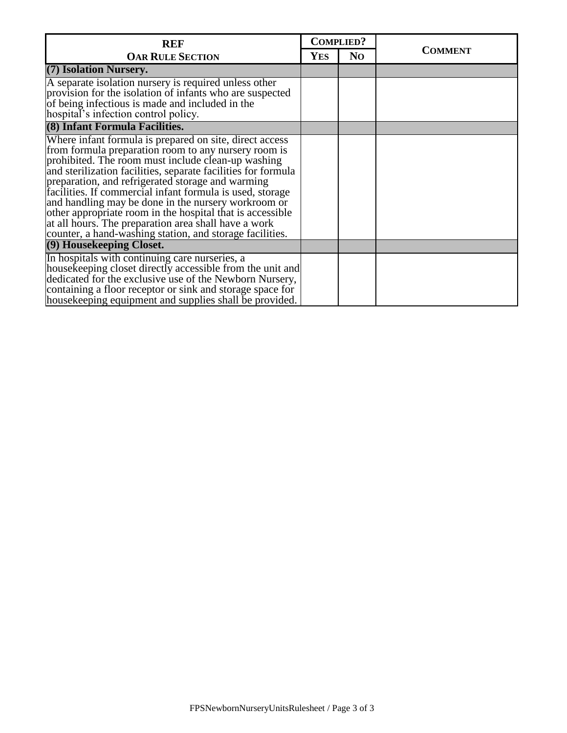| REF<br>OAR RULE SECTION | COMPLIED? | | COMMENT |
|---|---|---|---|
| | YES | NO | |
| **(7) Isolation Nursery.** | | | |
| A separate isolation nursery is required unless other provision for the isolation of infants who are suspected of being infectious is made and included in the hospital's infection control policy. | | | |
| **(8) Infant Formula Facilities.** | | | |
| Where infant formula is prepared on site, direct access from formula preparation room to any nursery room is prohibited. The room must include clean-up washing and sterilization facilities, separate facilities for formula preparation, and refrigerated storage and warming facilities. If commercial infant formula is used, storage and handling may be done in the nursery workroom or other appropriate room in the hospital that is accessible at all hours. The preparation area shall have a work counter, a hand-washing station, and storage facilities. | | | |
| **(9) Housekeeping Closet.** | | | |
| In hospitals with continuing care nurseries, a housekeeping closet directly accessible from the unit and dedicated for the exclusive use of the Newborn Nursery, containing a floor receptor or sink and storage space for housekeeping equipment and supplies shall be provided. | | | |